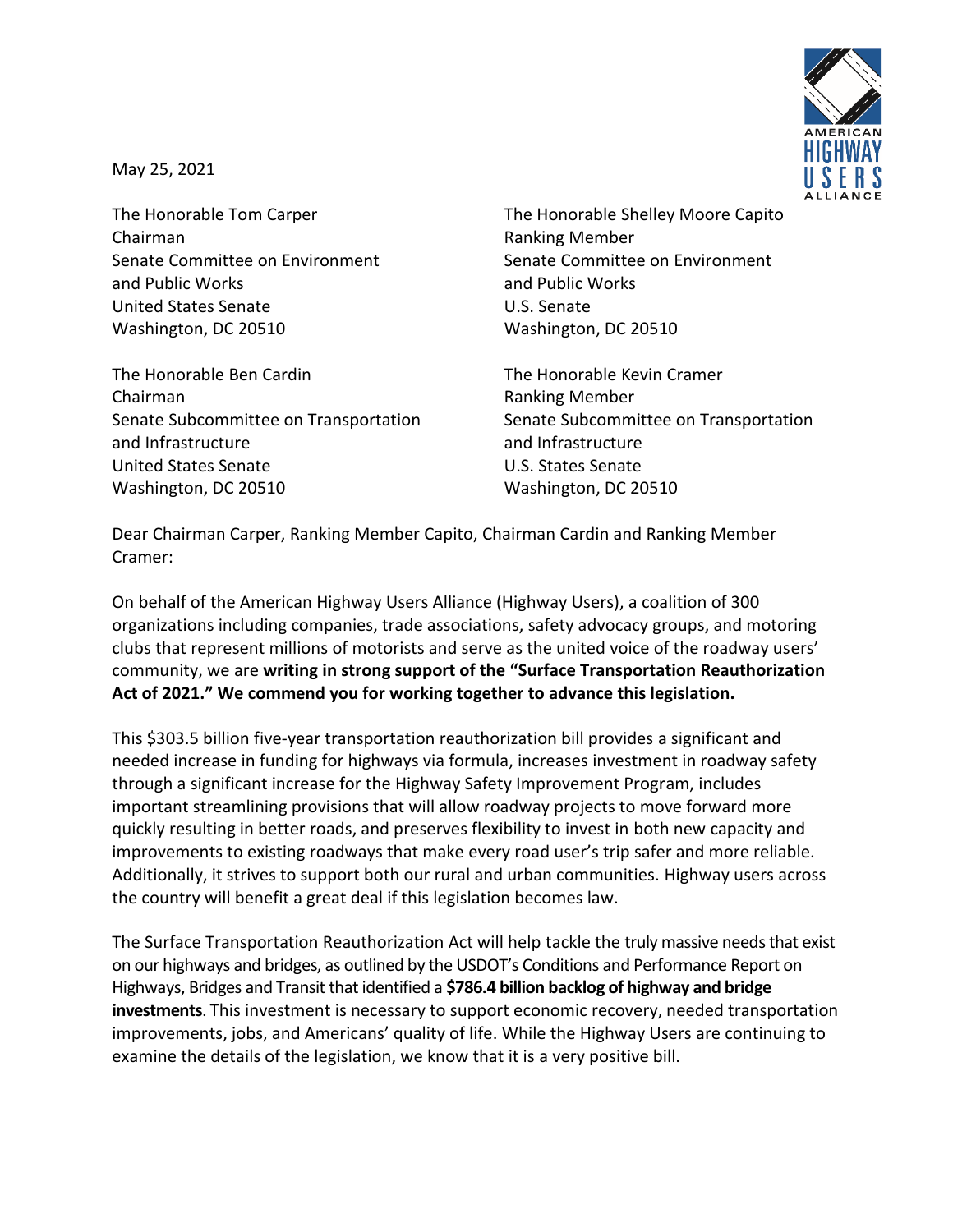May 25, 2021

The Honorable Tom Carper
Chairman
Senate Committee on Environment
and Public Works
United States Senate
Washington, DC 20510

The Honorable Shelley Moore Capito
Ranking Member
Senate Committee on Environment
and Public Works
U.S. Senate
Washington, DC 20510

The Honorable Ben Cardin
Chairman
Senate Subcommittee on Transportation
and Infrastructure
United States Senate
Washington, DC 20510

The Honorable Kevin Cramer
Ranking Member
Senate Subcommittee on Transportation
and Infrastructure
U.S. States Senate
Washington, DC 20510

Dear Chairman Carper, Ranking Member Capito, Chairman Cardin and Ranking Member Cramer:

On behalf of the American Highway Users Alliance (Highway Users), a coalition of 300 organizations including companies, trade associations, safety advocacy groups, and motoring clubs that represent millions of motorists and serve as the united voice of the roadway users' community, we are **writing in strong support of the "Surface Transportation Reauthorization Act of 2021." We commend you for working together to advance this legislation.**

This $303.5 billion five-year transportation reauthorization bill provides a significant and needed increase in funding for highways via formula, increases investment in roadway safety through a significant increase for the Highway Safety Improvement Program, includes important streamlining provisions that will allow roadway projects to move forward more quickly resulting in better roads, and preserves flexibility to invest in both new capacity and improvements to existing roadways that make every road user's trip safer and more reliable. Additionally, it strives to support both our rural and urban communities. Highway users across the country will benefit a great deal if this legislation becomes law.

The Surface Transportation Reauthorization Act will help tackle the truly massive needs that exist on our highways and bridges, as outlined by the USDOT's Conditions and Performance Report on Highways, Bridges and Transit that identified a **$786.4 billion backlog of highway and bridge investments**. This investment is necessary to support economic recovery, needed transportation improvements, jobs, and Americans' quality of life. While the Highway Users are continuing to examine the details of the legislation, we know that it is a very positive bill.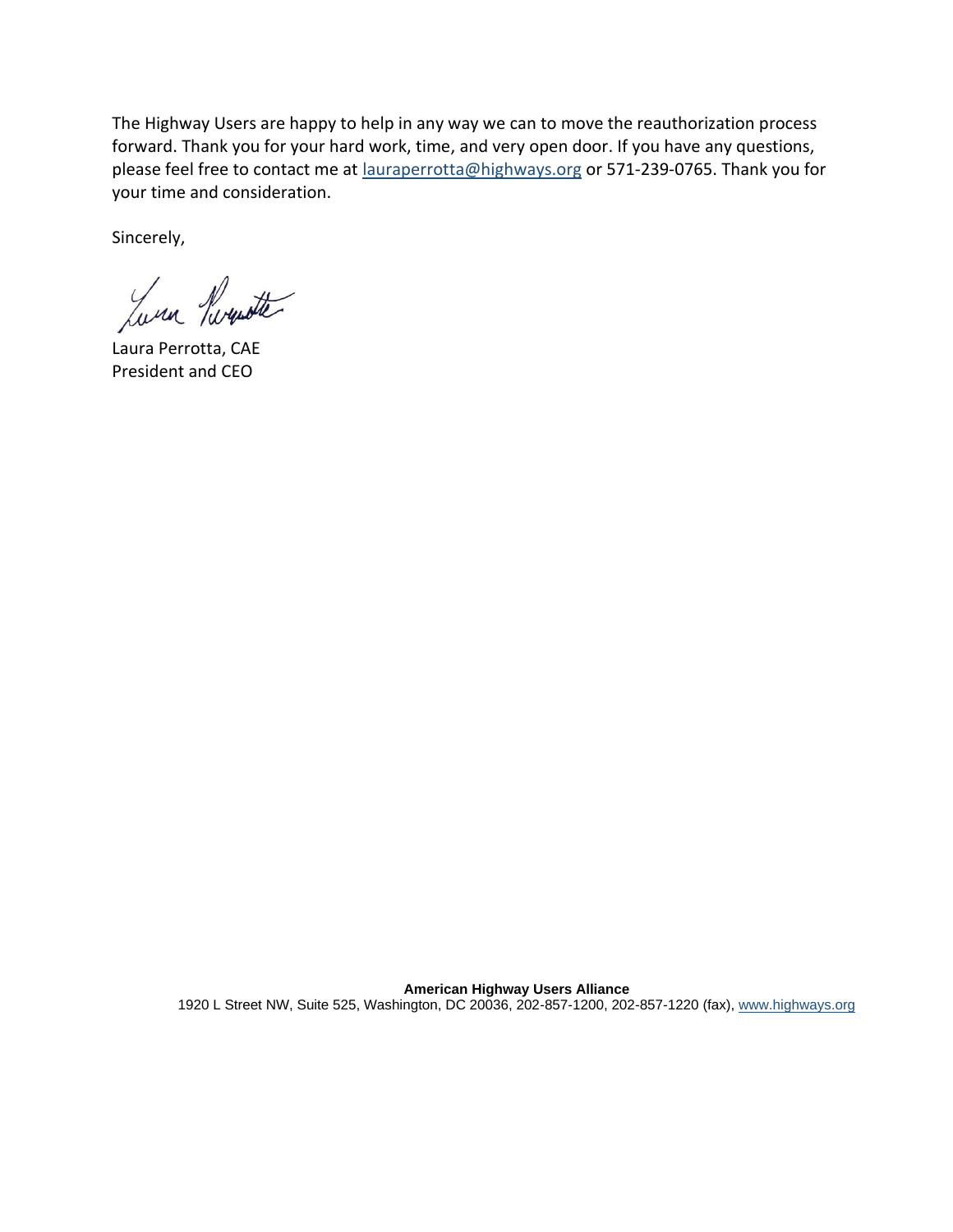The Highway Users are happy to help in any way we can to move the reauthorization process forward. Thank you for your hard work, time, and very open door. If you have any questions, please feel free to contact me at lauraperrotta@highways.org or 571-239-0765. Thank you for your time and consideration.

Sincerely,

Laura Perrotta, CAE
President and CEO

**American Highway Users Alliance**
1920 L Street NW, Suite 525, Washington, DC 20036, 202-857-1200, 202-857-1220 (fax), www.highways.org